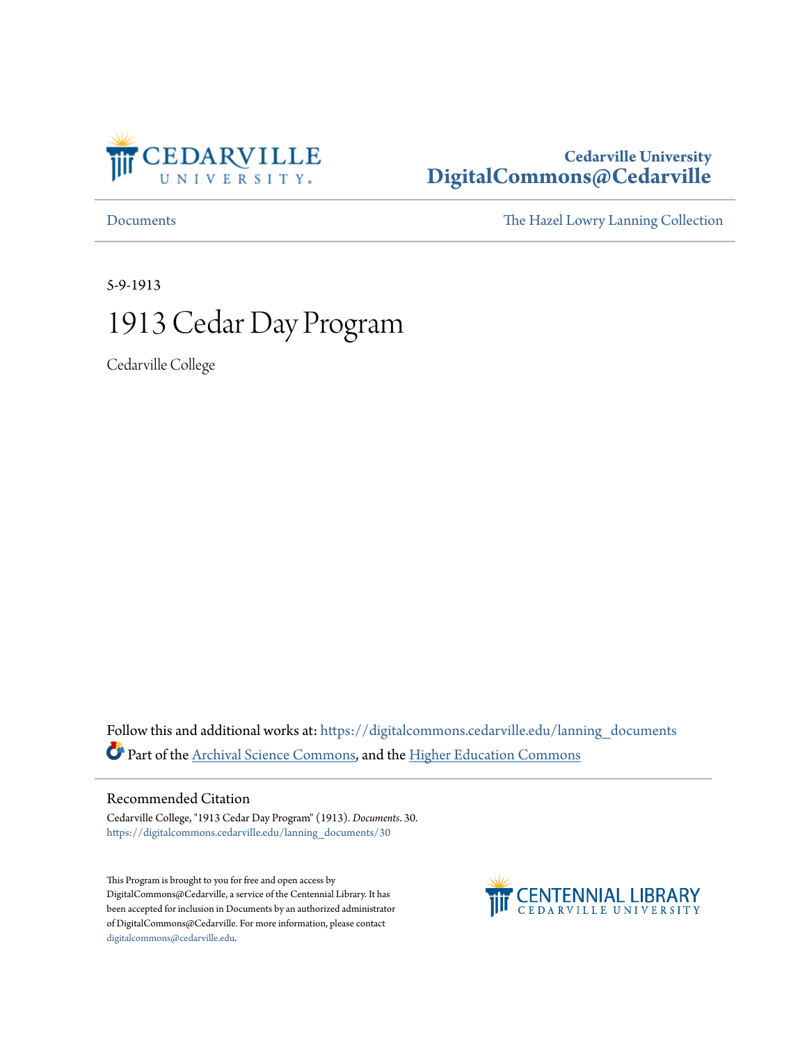Cedarville University
DigitalCommons@Cedarville

Documents | The Hazel Lowry Lanning Collection

5-9-1913

# 1913 Cedar Day Program

Cedarville College

Follow this and additional works at: https://digitalcommons.cedarville.edu/lanning_documents

Part of the Archival Science Commons, and the Higher Education Commons

## Recommended Citation

Cedarville College, "1913 Cedar Day Program" (1913). *Documents*. 30.
https://digitalcommons.cedarville.edu/lanning_documents/30

This Program is brought to you for free and open access by DigitalCommons@Cedarville, a service of the Centennial Library. It has been accepted for inclusion in Documents by an authorized administrator of DigitalCommons@Cedarville. For more information, please contact digitalcommons@cedarville.edu.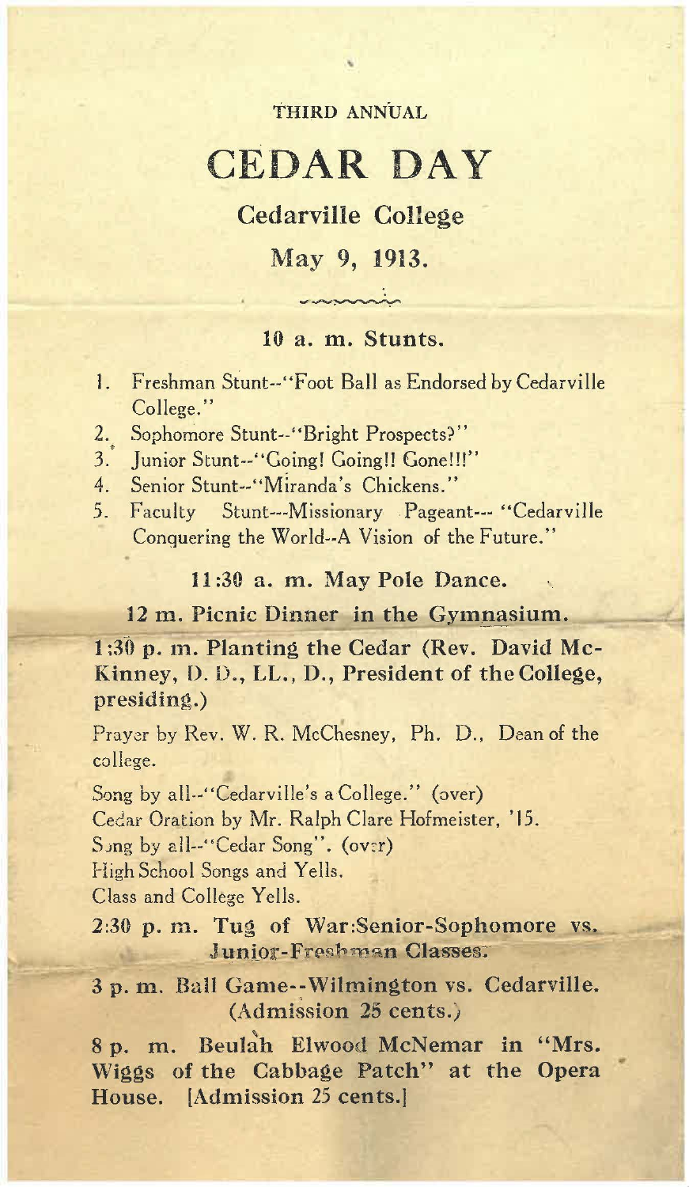THIRD ANNUAL

# CEDAR DAY

## Cedarville College

## May 9, 1913.

### 10 a. m. Stunts.

1. Freshman Stunt--"Foot Ball as Endorsed by Cedarville College."
2. Sophomore Stunt--"Bright Prospects?"
3. Junior Stunt--"Going! Going!! Gone!!!"
4. Senior Stunt--"Miranda's Chickens."
5. Faculty Stunt---Missionary Pageant--- "Cedarville Conquering the World--A Vision of the Future."

### 11:30 a. m. May Pole Dance.

### 12 m. Picnic Dinner in the Gymnasium.

### 1:30 p. m. Planting the Cedar (Rev. David McKinney, D. D., LL., D., President of the College, presiding.)

Prayer by Rev. W. R. McChesney, Ph. D., Dean of the college.

Song by all--"Cedarville's a College." (over)

Cedar Oration by Mr. Ralph Clare Hofmeister, '15.

Song by all--"Cedar Song". (over)

High School Songs and Yells.

Class and College Yells.

### 2:30 p. m. Tug of War:Senior-Sophomore vs. Junior-Freshman Classes.

### 3 p. m. Ball Game--Wilmington vs. Cedarville. (Admission 25 cents.)

### 8 p. m. Beulah Elwood McNemar in "Mrs. Wiggs of the Cabbage Patch" at the Opera House. [Admission 25 cents.]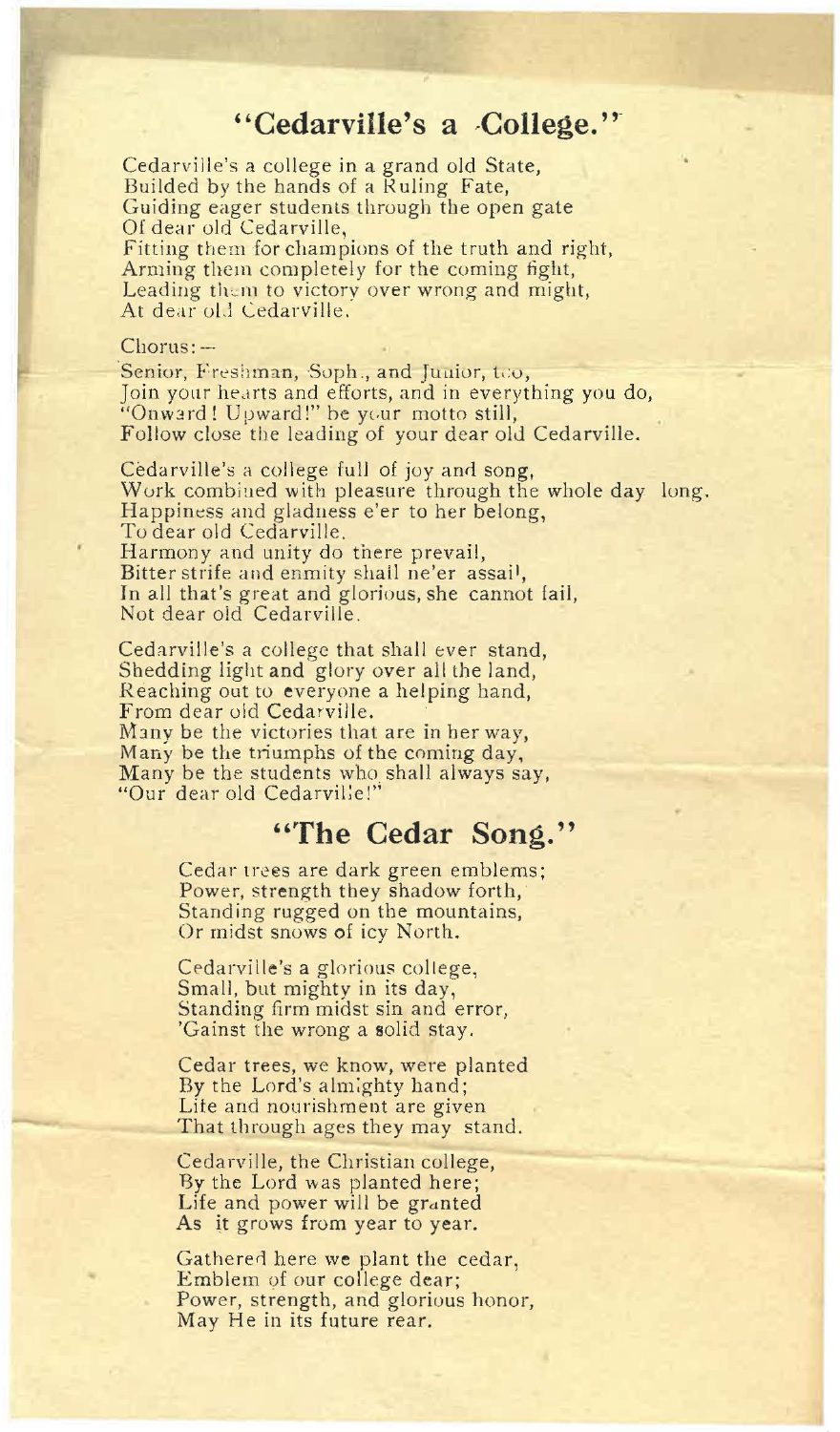## "Cedarville's a College."

Cedarville's a college in a grand old State,
Builded by the hands of a Ruling Fate,
Guiding eager students through the open gate
Of dear old Cedarville,
Fitting them for champions of the truth and right,
Arming them completely for the coming fight,
Leading them to victory over wrong and might,
At dear old Cedarville.

Chorus:—

Senior, Freshman, Soph., and Junior, too,
Join your hearts and efforts, and in everything you do,
"Onward! Upward!" be your motto still,
Follow close the leading of your dear old Cedarville.

Cedarville's a college full of joy and song,
Work combined with pleasure through the whole day long.
Happiness and gladness e'er to her belong,
To dear old Cedarville.
Harmony and unity do there prevail,
Bitter strife and enmity shall ne'er assail,
In all that's great and glorious, she cannot fail,
Not dear old Cedarville.

Cedarville's a college that shall ever stand,
Shedding light and glory over all the land,
Reaching out to everyone a helping hand,
From dear old Cedarville.
Many be the victories that are in her way,
Many be the triumphs of the coming day,
Many be the students who shall always say,
"Our dear old Cedarville!"

## "The Cedar Song."

Cedar trees are dark green emblems;
Power, strength they shadow forth,
Standing rugged on the mountains,
Or midst snows of icy North.

Cedarville's a glorious college,
Small, but mighty in its day,
Standing firm midst sin and error,
'Gainst the wrong a solid stay.

Cedar trees, we know, were planted
By the Lord's almighty hand;
Life and nourishment are given
That through ages they may stand.

Cedarville, the Christian college,
By the Lord was planted here;
Life and power will be granted
As it grows from year to year.

Gathered here we plant the cedar,
Emblem of our college dear;
Power, strength, and glorious honor,
May He in its future rear.